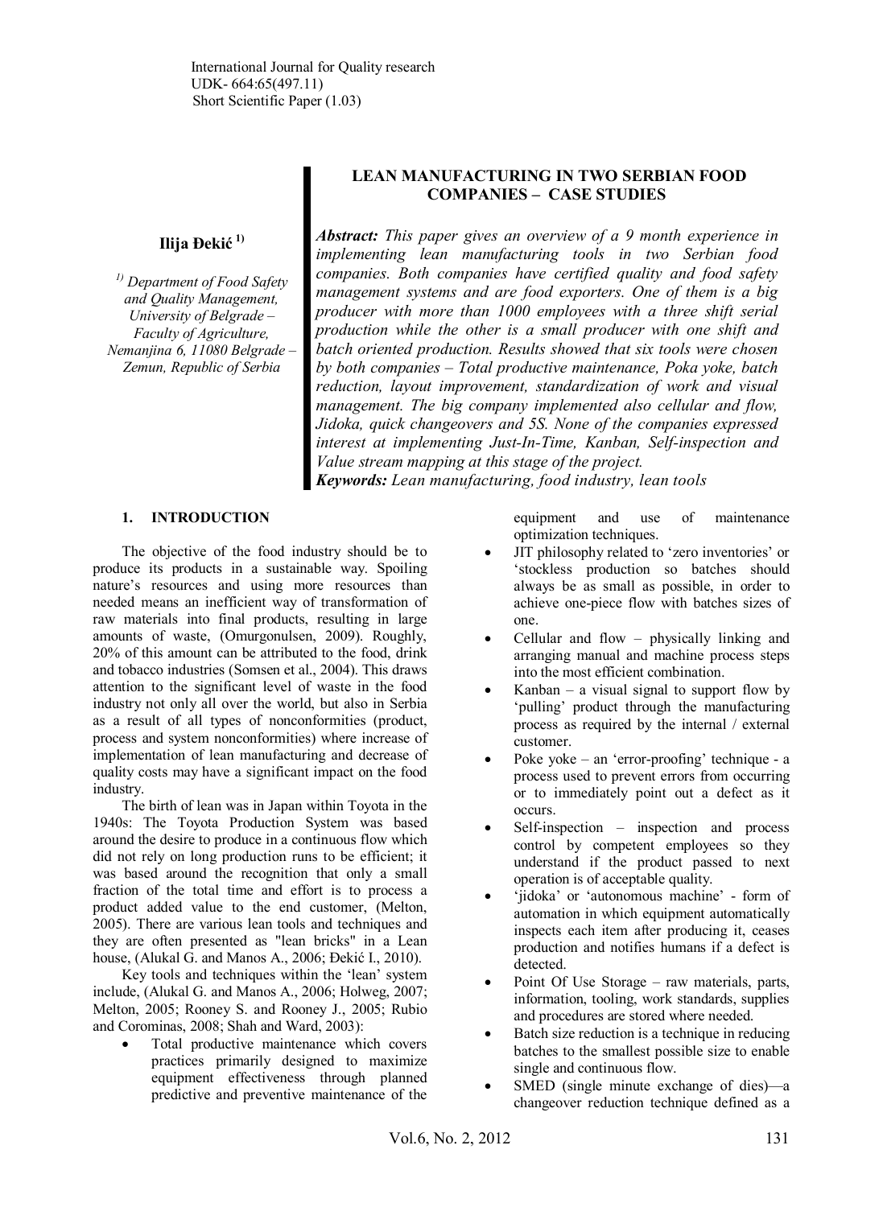International Journal for Quality research
UDK- 664:65(497.11)
Short Scientific Paper (1.03)

# LEAN MANUFACTURING IN TWO SERBIAN FOOD COMPANIES – CASE STUDIES

**Ilija Đekić** [1)]

[1)] Department of Food Safety and Quality Management, University of Belgrade – Faculty of Agriculture, Nemanjina 6, 11080 Belgrade – Zemun, Republic of Serbia

***Abstract:*** *This paper gives an overview of a 9 month experience in implementing lean manufacturing tools in two Serbian food companies. Both companies have certified quality and food safety management systems and are food exporters. One of them is a big producer with more than 1000 employees with a three shift serial production while the other is a small producer with one shift and batch oriented production. Results showed that six tools were chosen by both companies – Total productive maintenance, Poka yoke, batch reduction, layout improvement, standardization of work and visual management. The big company implemented also cellular and flow, Jidoka, quick changeovers and 5S. None of the companies expressed interest at implementing Just-In-Time, Kanban, Self-inspection and Value stream mapping at this stage of the project.*

***Keywords:*** *Lean manufacturing, food industry, lean tools*

## 1. INTRODUCTION

The objective of the food industry should be to produce its products in a sustainable way. Spoiling nature's resources and using more resources than needed means an inefficient way of transformation of raw materials into final products, resulting in large amounts of waste, (Omurgonulsen, 2009). Roughly, 20% of this amount can be attributed to the food, drink and tobacco industries (Somsen et al., 2004). This draws attention to the significant level of waste in the food industry not only all over the world, but also in Serbia as a result of all types of nonconformities (product, process and system nonconformities) where increase of implementation of lean manufacturing and decrease of quality costs may have a significant impact on the food industry.

The birth of lean was in Japan within Toyota in the 1940s: The Toyota Production System was based around the desire to produce in a continuous flow which did not rely on long production runs to be efficient; it was based around the recognition that only a small fraction of the total time and effort is to process a product added value to the end customer, (Melton, 2005). There are various lean tools and techniques and they are often presented as "lean bricks" in a Lean house, (Alukal G. and Manos A., 2006; Đekić I., 2010).

Key tools and techniques within the 'lean' system include, (Alukal G. and Manos A., 2006; Holweg, 2007; Melton, 2005; Rooney S. and Rooney J., 2005; Rubio and Corominas, 2008; Shah and Ward, 2003):

- Total productive maintenance which covers practices primarily designed to maximize equipment effectiveness through planned predictive and preventive maintenance of the equipment and use of maintenance optimization techniques.
- JIT philosophy related to 'zero inventories' or 'stockless production so batches should always be as small as possible, in order to achieve one-piece flow with batches sizes of one.
- Cellular and flow – physically linking and arranging manual and machine process steps into the most efficient combination.
- Kanban – a visual signal to support flow by 'pulling' product through the manufacturing process as required by the internal / external customer.
- Poke yoke – an 'error-proofing' technique - a process used to prevent errors from occurring or to immediately point out a defect as it occurs.
- Self-inspection – inspection and process control by competent employees so they understand if the product passed to next operation is of acceptable quality.
- 'jidoka' or 'autonomous machine' - form of automation in which equipment automatically inspects each item after producing it, ceases production and notifies humans if a defect is detected.
- Point Of Use Storage – raw materials, parts, information, tooling, work standards, supplies and procedures are stored where needed.
- Batch size reduction is a technique in reducing batches to the smallest possible size to enable single and continuous flow.
- SMED (single minute exchange of dies)—a changeover reduction technique defined as a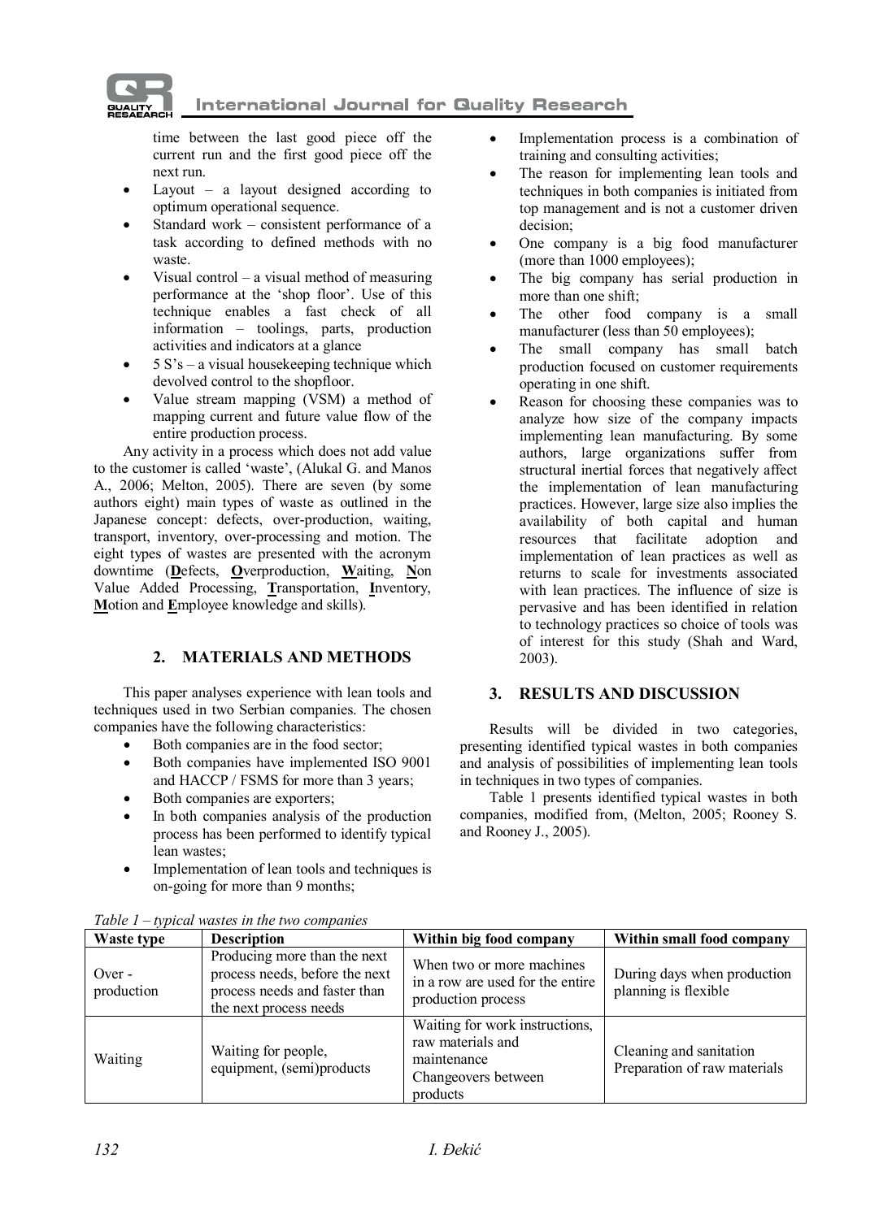time between the last good piece off the current run and the first good piece off the next run.

- Layout – a layout designed according to optimum operational sequence.
- Standard work – consistent performance of a task according to defined methods with no waste.
- Visual control – a visual method of measuring performance at the 'shop floor'. Use of this technique enables a fast check of all information – toolings, parts, production activities and indicators at a glance
- 5 S's – a visual housekeeping technique which devolved control to the shopfloor.
- Value stream mapping (VSM) a method of mapping current and future value flow of the entire production process.

Any activity in a process which does not add value to the customer is called 'waste', (Alukal G. and Manos A., 2006; Melton, 2005). There are seven (by some authors eight) main types of waste as outlined in the Japanese concept: defects, over-production, waiting, transport, inventory, over-processing and motion. The eight types of wastes are presented with the acronym downtime (**D**efects, **O**verproduction, **W**aiting, **N**on Value Added Processing, **T**ransportation, **I**nventory, **M**otion and **E**mployee knowledge and skills).

## 2. MATERIALS AND METHODS

This paper analyses experience with lean tools and techniques used in two Serbian companies. The chosen companies have the following characteristics:

- Both companies are in the food sector;
- Both companies have implemented ISO 9001 and HACCP / FSMS for more than 3 years;
- Both companies are exporters;
- In both companies analysis of the production process has been performed to identify typical lean wastes;
- Implementation of lean tools and techniques is on-going for more than 9 months;
- Implementation process is a combination of training and consulting activities;
- The reason for implementing lean tools and techniques in both companies is initiated from top management and is not a customer driven decision;
- One company is a big food manufacturer (more than 1000 employees);
- The big company has serial production in more than one shift;
- The other food company is a small manufacturer (less than 50 employees);
- The small company has small batch production focused on customer requirements operating in one shift.
- Reason for choosing these companies was to analyze how size of the company impacts implementing lean manufacturing. By some authors, large organizations suffer from structural inertial forces that negatively affect the implementation of lean manufacturing practices. However, large size also implies the availability of both capital and human resources that facilitate adoption and implementation of lean practices as well as returns to scale for investments associated with lean practices. The influence of size is pervasive and has been identified in relation to technology practices so choice of tools was of interest for this study (Shah and Ward, 2003).

## 3. RESULTS AND DISCUSSION

Results will be divided in two categories, presenting identified typical wastes in both companies and analysis of possibilities of implementing lean tools in techniques in two types of companies.

Table 1 presents identified typical wastes in both companies, modified from, (Melton, 2005; Rooney S. and Rooney J., 2005).

*Table 1 – typical wastes in the two companies*

| Waste type | Description | Within big food company | Within small food company |
|---|---|---|---|
| Over - production | Producing more than the next process needs, before the next process needs and faster than the next process needs | When two or more machines in a row are used for the entire production process | During days when production planning is flexible |
| Waiting | Waiting for people, equipment, (semi)products | Waiting for work instructions, raw materials and maintenance<br>Changeovers between products | Cleaning and sanitation<br>Preparation of raw materials |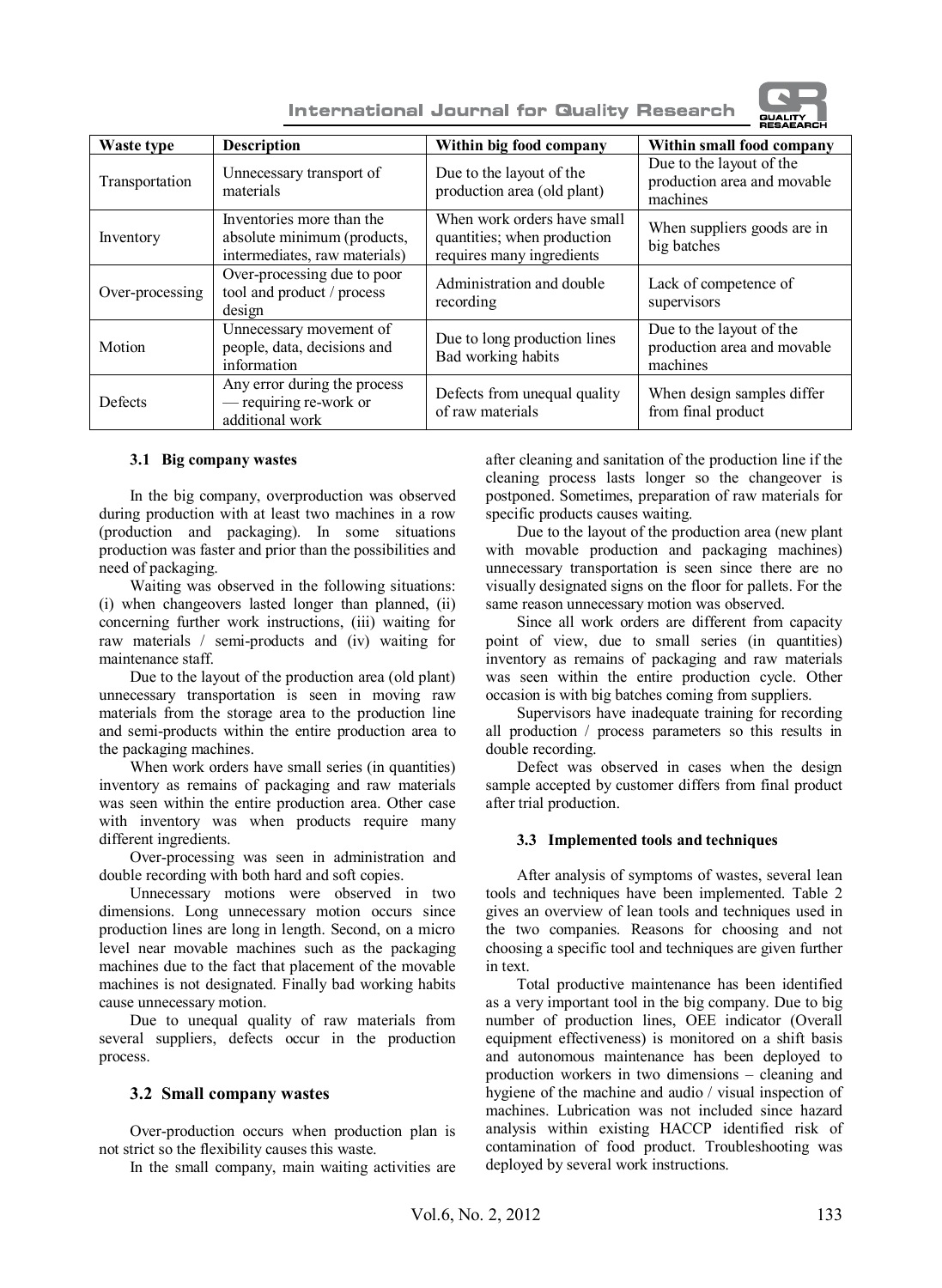| Waste type | Description | Within big food company | Within small food company |
|---|---|---|---|
| Transportation | Unnecessary transport of materials | Due to the layout of the production area (old plant) | Due to the layout of the production area and movable machines |
| Inventory | Inventories more than the absolute minimum (products, intermediates, raw materials) | When work orders have small quantities; when production requires many ingredients | When suppliers goods are in big batches |
| Over-processing | Over-processing due to poor tool and product / process design | Administration and double recording | Lack of competence of supervisors |
| Motion | Unnecessary movement of people, data, decisions and information | Due to long production lines Bad working habits | Due to the layout of the production area and movable machines |
| Defects | Any error during the process — requiring re-work or additional work | Defects from unequal quality of raw materials | When design samples differ from final product |

#### 3.1 Big company wastes

In the big company, overproduction was observed during production with at least two machines in a row (production and packaging). In some situations production was faster and prior than the possibilities and need of packaging.

Waiting was observed in the following situations: (i) when changeovers lasted longer than planned, (ii) concerning further work instructions, (iii) waiting for raw materials / semi-products and (iv) waiting for maintenance staff.

Due to the layout of the production area (old plant) unnecessary transportation is seen in moving raw materials from the storage area to the production line and semi-products within the entire production area to the packaging machines.

When work orders have small series (in quantities) inventory as remains of packaging and raw materials was seen within the entire production area. Other case with inventory was when products require many different ingredients.

Over-processing was seen in administration and double recording with both hard and soft copies.

Unnecessary motions were observed in two dimensions. Long unnecessary motion occurs since production lines are long in length. Second, on a micro level near movable machines such as the packaging machines due to the fact that placement of the movable machines is not designated. Finally bad working habits cause unnecessary motion.

Due to unequal quality of raw materials from several suppliers, defects occur in the production process.

### 3.2 Small company wastes

Over-production occurs when production plan is not strict so the flexibility causes this waste.

In the small company, main waiting activities are after cleaning and sanitation of the production line if the cleaning process lasts longer so the changeover is postponed. Sometimes, preparation of raw materials for specific products causes waiting.

Due to the layout of the production area (new plant with movable production and packaging machines) unnecessary transportation is seen since there are no visually designated signs on the floor for pallets. For the same reason unnecessary motion was observed.

Since all work orders are different from capacity point of view, due to small series (in quantities) inventory as remains of packaging and raw materials was seen within the entire production cycle. Other occasion is with big batches coming from suppliers.

Supervisors have inadequate training for recording all production / process parameters so this results in double recording.

Defect was observed in cases when the design sample accepted by customer differs from final product after trial production.

#### 3.3 Implemented tools and techniques

After analysis of symptoms of wastes, several lean tools and techniques have been implemented. Table 2 gives an overview of lean tools and techniques used in the two companies. Reasons for choosing and not choosing a specific tool and techniques are given further in text.

Total productive maintenance has been identified as a very important tool in the big company. Due to big number of production lines, OEE indicator (Overall equipment effectiveness) is monitored on a shift basis and autonomous maintenance has been deployed to production workers in two dimensions – cleaning and hygiene of the machine and audio / visual inspection of machines. Lubrication was not included since hazard analysis within existing HACCP identified risk of contamination of food product. Troubleshooting was deployed by several work instructions.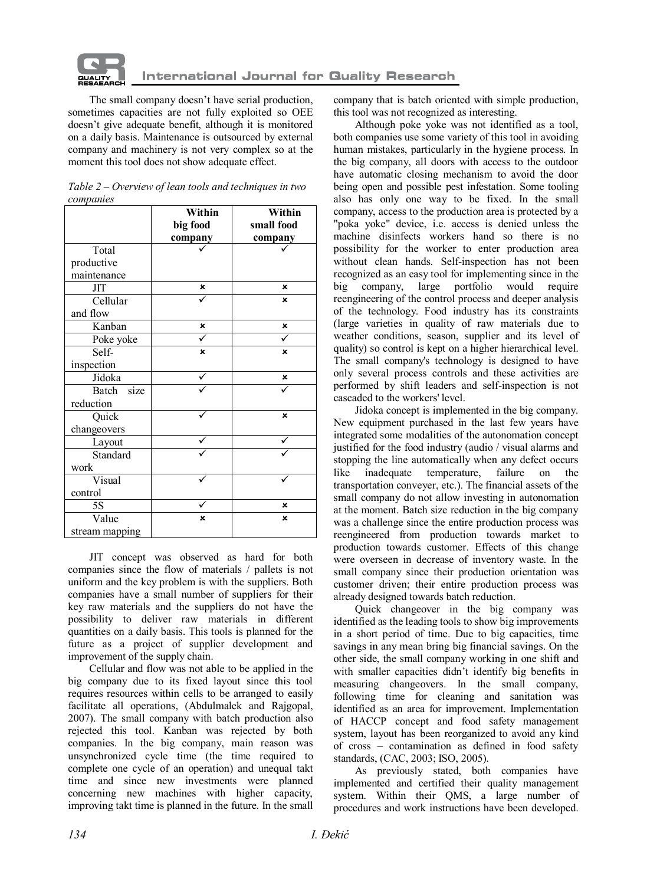The small company doesn't have serial production, sometimes capacities are not fully exploited so OEE doesn't give adequate benefit, although it is monitored on a daily basis. Maintenance is outsourced by external company and machinery is not very complex so at the moment this tool does not show adequate effect.

*Table 2 – Overview of lean tools and techniques in two companies*

| | Within big food company | Within small food company |
|---|---|---|
| Total productive maintenance | ✓ | ✓ |
| JIT | × | × |
| Cellular and flow | ✓ | × |
| Kanban | × | × |
| Poke yoke | ✓ | ✓ |
| Self-inspection | × | × |
| Jidoka | ✓ | × |
| Batch size reduction | ✓ | ✓ |
| Quick changeovers | ✓ | × |
| Layout | ✓ | ✓ |
| Standard work | ✓ | ✓ |
| Visual control | ✓ | ✓ |
| 5S | ✓ | × |
| Value stream mapping | × | × |

JIT concept was observed as hard for both companies since the flow of materials / pallets is not uniform and the key problem is with the suppliers. Both companies have a small number of suppliers for their key raw materials and the suppliers do not have the possibility to deliver raw materials in different quantities on a daily basis. This tools is planned for the future as a project of supplier development and improvement of the supply chain.

Cellular and flow was not able to be applied in the big company due to its fixed layout since this tool requires resources within cells to be arranged to easily facilitate all operations, (Abdulmalek and Rajgopal, 2007). The small company with batch production also rejected this tool. Kanban was rejected by both companies. In the big company, main reason was unsynchronized cycle time (the time required to complete one cycle of an operation) and unequal takt time and since new investments were planned concerning new machines with higher capacity, improving takt time is planned in the future. In the small company that is batch oriented with simple production, this tool was not recognized as interesting.

Although poke yoke was not identified as a tool, both companies use some variety of this tool in avoiding human mistakes, particularly in the hygiene process. In the big company, all doors with access to the outdoor have automatic closing mechanism to avoid the door being open and possible pest infestation. Some tooling also has only one way to be fixed. In the small company, access to the production area is protected by a "poka yoke" device, i.e. access is denied unless the machine disinfects workers hand so there is no possibility for the worker to enter production area without clean hands. Self-inspection has not been recognized as an easy tool for implementing since in the big company, large portfolio would require reengineering of the control process and deeper analysis of the technology. Food industry has its constraints (large varieties in quality of raw materials due to weather conditions, season, supplier and its level of quality) so control is kept on a higher hierarchical level. The small company's technology is designed to have only several process controls and these activities are performed by shift leaders and self-inspection is not cascaded to the workers' level.

Jidoka concept is implemented in the big company. New equipment purchased in the last few years have integrated some modalities of the autonomation concept justified for the food industry (audio / visual alarms and stopping the line automatically when any defect occurs like inadequate temperature, failure on the transportation conveyer, etc.). The financial assets of the small company do not allow investing in autonomation at the moment. Batch size reduction in the big company was a challenge since the entire production process was reengineered from production towards market to production towards customer. Effects of this change were overseen in decrease of inventory waste. In the small company since their production orientation was customer driven; their entire production process was already designed towards batch reduction.

Quick changeover in the big company was identified as the leading tools to show big improvements in a short period of time. Due to big capacities, time savings in any mean bring big financial savings. On the other side, the small company working in one shift and with smaller capacities didn't identify big benefits in measuring changeovers. In the small company, following time for cleaning and sanitation was identified as an area for improvement. Implementation of HACCP concept and food safety management system, layout has been reorganized to avoid any kind of cross – contamination as defined in food safety standards, (CAC, 2003; ISO, 2005).

As previously stated, both companies have implemented and certified their quality management system. Within their QMS, a large number of procedures and work instructions have been developed.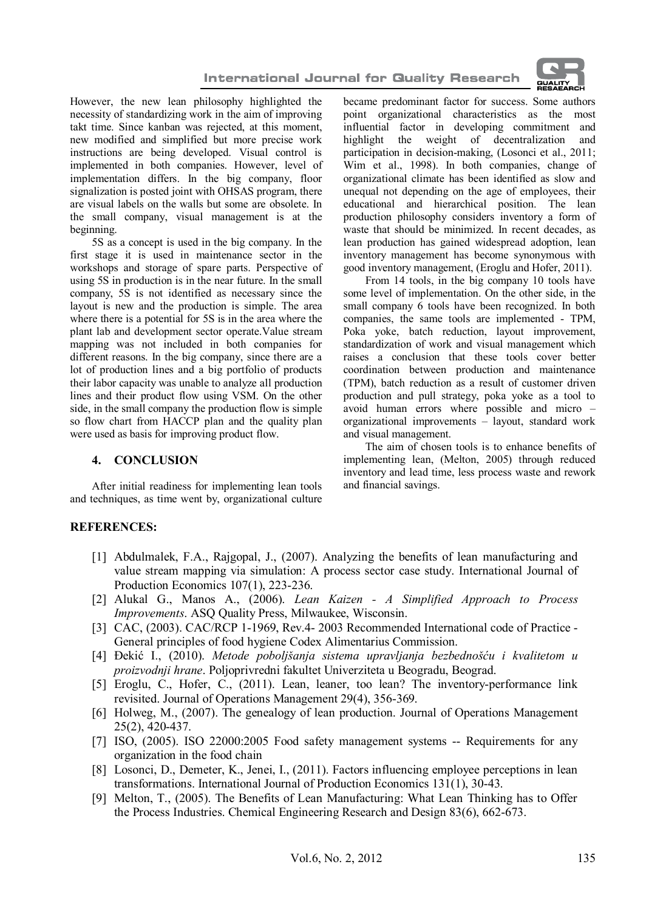However, the new lean philosophy highlighted the necessity of standardizing work in the aim of improving takt time. Since kanban was rejected, at this moment, new modified and simplified but more precise work instructions are being developed. Visual control is implemented in both companies. However, level of implementation differs. In the big company, floor signalization is posted joint with OHSAS program, there are visual labels on the walls but some are obsolete. In the small company, visual management is at the beginning.

5S as a concept is used in the big company. In the first stage it is used in maintenance sector in the workshops and storage of spare parts. Perspective of using 5S in production is in the near future. In the small company, 5S is not identified as necessary since the layout is new and the production is simple. The area where there is a potential for 5S is in the area where the plant lab and development sector operate.Value stream mapping was not included in both companies for different reasons. In the big company, since there are a lot of production lines and a big portfolio of products their labor capacity was unable to analyze all production lines and their product flow using VSM. On the other side, in the small company the production flow is simple so flow chart from HACCP plan and the quality plan were used as basis for improving product flow.

## 4. CONCLUSION

After initial readiness for implementing lean tools and techniques, as time went by, organizational culture became predominant factor for success. Some authors point organizational characteristics as the most influential factor in developing commitment and highlight the weight of decentralization and participation in decision-making, (Losonci et al., 2011; Wim et al., 1998). In both companies, change of organizational climate has been identified as slow and unequal not depending on the age of employees, their educational and hierarchical position. The lean production philosophy considers inventory a form of waste that should be minimized. In recent decades, as lean production has gained widespread adoption, lean inventory management has become synonymous with good inventory management, (Eroglu and Hofer, 2011).

From 14 tools, in the big company 10 tools have some level of implementation. On the other side, in the small company 6 tools have been recognized. In both companies, the same tools are implemented - TPM, Poka yoke, batch reduction, layout improvement, standardization of work and visual management which raises a conclusion that these tools cover better coordination between production and maintenance (TPM), batch reduction as a result of customer driven production and pull strategy, poka yoke as a tool to avoid human errors where possible and micro – organizational improvements – layout, standard work and visual management.

The aim of chosen tools is to enhance benefits of implementing lean, (Melton, 2005) through reduced inventory and lead time, less process waste and rework and financial savings.

## REFERENCES:

[1] Abdulmalek, F.A., Rajgopal, J., (2007). Analyzing the benefits of lean manufacturing and value stream mapping via simulation: A process sector case study. International Journal of Production Economics 107(1), 223-236.

[2] Alukal G., Manos A., (2006). *Lean Kaizen - A Simplified Approach to Process Improvements*. ASQ Quality Press, Milwaukee, Wisconsin.

[3] CAC, (2003). CAC/RCP 1-1969, Rev.4- 2003 Recommended International code of Practice - General principles of food hygiene Codex Alimentarius Commission.

[4] Đekić I., (2010). *Metode poboljšanja sistema upravljanja bezbednošću i kvalitetom u proizvodnji hrane*. Poljoprivredni fakultet Univerziteta u Beogradu, Beograd.

[5] Eroglu, C., Hofer, C., (2011). Lean, leaner, too lean? The inventory-performance link revisited. Journal of Operations Management 29(4), 356-369.

[6] Holweg, M., (2007). The genealogy of lean production. Journal of Operations Management 25(2), 420-437.

[7] ISO, (2005). ISO 22000:2005 Food safety management systems -- Requirements for any organization in the food chain

[8] Losonci, D., Demeter, K., Jenei, I., (2011). Factors influencing employee perceptions in lean transformations. International Journal of Production Economics 131(1), 30-43.

[9] Melton, T., (2005). The Benefits of Lean Manufacturing: What Lean Thinking has to Offer the Process Industries. Chemical Engineering Research and Design 83(6), 662-673.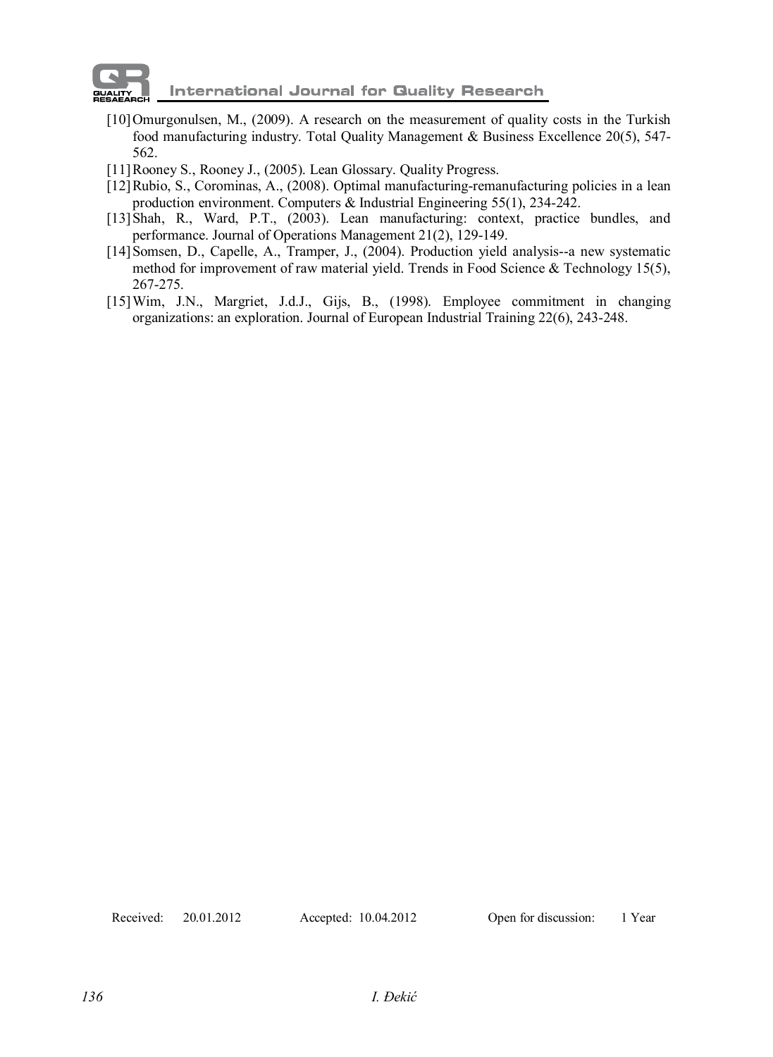[10] Omurgonulsen, M., (2009). A research on the measurement of quality costs in the Turkish food manufacturing industry. Total Quality Management & Business Excellence 20(5), 547-562.

[11] Rooney S., Rooney J., (2005). Lean Glossary. Quality Progress.

[12] Rubio, S., Corominas, A., (2008). Optimal manufacturing-remanufacturing policies in a lean production environment. Computers & Industrial Engineering 55(1), 234-242.

[13] Shah, R., Ward, P.T., (2003). Lean manufacturing: context, practice bundles, and performance. Journal of Operations Management 21(2), 129-149.

[14] Somsen, D., Capelle, A., Tramper, J., (2004). Production yield analysis--a new systematic method for improvement of raw material yield. Trends in Food Science & Technology 15(5), 267-275.

[15] Wim, J.N., Margriet, J.d.J., Gijs, B., (1998). Employee commitment in changing organizations: an exploration. Journal of European Industrial Training 22(6), 243-248.

Received: 20.01.2012 Accepted: 10.04.2012 Open for discussion: 1 Year